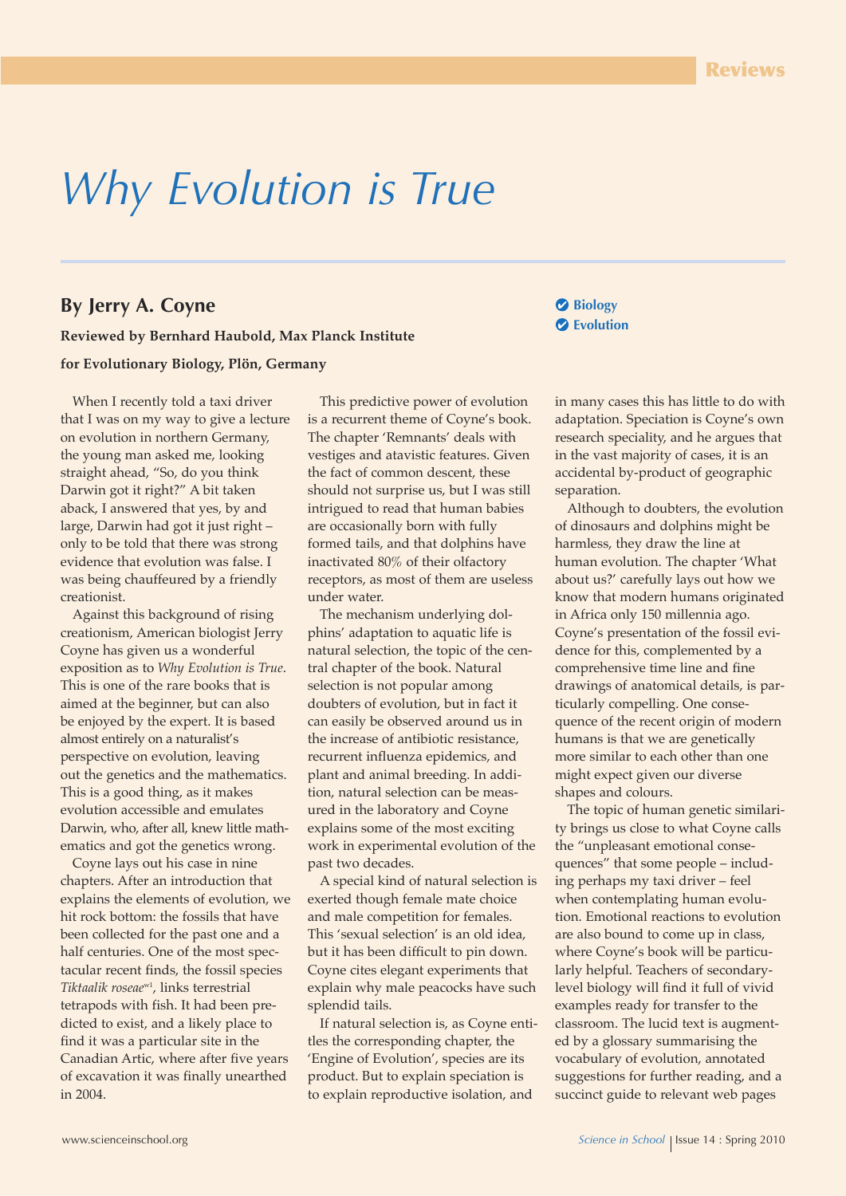# *Why Evolution is True*

## By Jerry A. Coyne

**Reviewed by Bernhard Haubold, Max Planck Institute for Evolutionary Biology, Plön, Germany**

- Biology
- Evolution

When I recently told a taxi driver that I was on my way to give a lecture on evolution in northern Germany, the young man asked me, looking straight ahead, "So, do you think Darwin got it right?" A bit taken aback, I answered that yes, by and large, Darwin had got it just right – only to be told that there was strong evidence that evolution was false. I was being chauffeured by a friendly creationist.

Against this background of rising creationism, American biologist Jerry Coyne has given us a wonderful exposition as to *Why Evolution is True*. This is one of the rare books that is aimed at the beginner, but can also be enjoyed by the expert. It is based almost entirely on a naturalist's perspective on evolution, leaving out the genetics and the mathematics. This is a good thing, as it makes evolution accessible and emulates Darwin, who, after all, knew little mathematics and got the genetics wrong.

Coyne lays out his case in nine chapters. After an introduction that explains the elements of evolution, we hit rock bottom: the fossils that have been collected for the past one and a half centuries. One of the most spectacular recent finds, the fossil species *Tiktaalik roseae*[w1], links terrestrial tetrapods with fish. It had been predicted to exist, and a likely place to find it was a particular site in the Canadian Artic, where after five years of excavation it was finally unearthed in 2004.

This predictive power of evolution is a recurrent theme of Coyne's book. The chapter 'Remnants' deals with vestiges and atavistic features. Given the fact of common descent, these should not surprise us, but I was still intrigued to read that human babies are occasionally born with fully formed tails, and that dolphins have inactivated 80% of their olfactory receptors, as most of them are useless under water.

The mechanism underlying dolphins' adaptation to aquatic life is natural selection, the topic of the central chapter of the book. Natural selection is not popular among doubters of evolution, but in fact it can easily be observed around us in the increase of antibiotic resistance, recurrent influenza epidemics, and plant and animal breeding. In addition, natural selection can be measured in the laboratory and Coyne explains some of the most exciting work in experimental evolution of the past two decades.

A special kind of natural selection is exerted though female mate choice and male competition for females. This 'sexual selection' is an old idea, but it has been difficult to pin down. Coyne cites elegant experiments that explain why male peacocks have such splendid tails.

If natural selection is, as Coyne entitles the corresponding chapter, the 'Engine of Evolution', species are its product. But to explain speciation is to explain reproductive isolation, and in many cases this has little to do with adaptation. Speciation is Coyne's own research speciality, and he argues that in the vast majority of cases, it is an accidental by-product of geographic separation.

Although to doubters, the evolution of dinosaurs and dolphins might be harmless, they draw the line at human evolution. The chapter 'What about us?' carefully lays out how we know that modern humans originated in Africa only 150 millennia ago. Coyne's presentation of the fossil evidence for this, complemented by a comprehensive time line and fine drawings of anatomical details, is particularly compelling. One consequence of the recent origin of modern humans is that we are genetically more similar to each other than one might expect given our diverse shapes and colours.

The topic of human genetic similarity brings us close to what Coyne calls the "unpleasant emotional consequences" that some people – including perhaps my taxi driver – feel when contemplating human evolution. Emotional reactions to evolution are also bound to come up in class, where Coyne's book will be particularly helpful. Teachers of secondary-level biology will find it full of vivid examples ready for transfer to the classroom. The lucid text is augmented by a glossary summarising the vocabulary of evolution, annotated suggestions for further reading, and a succinct guide to relevant web pages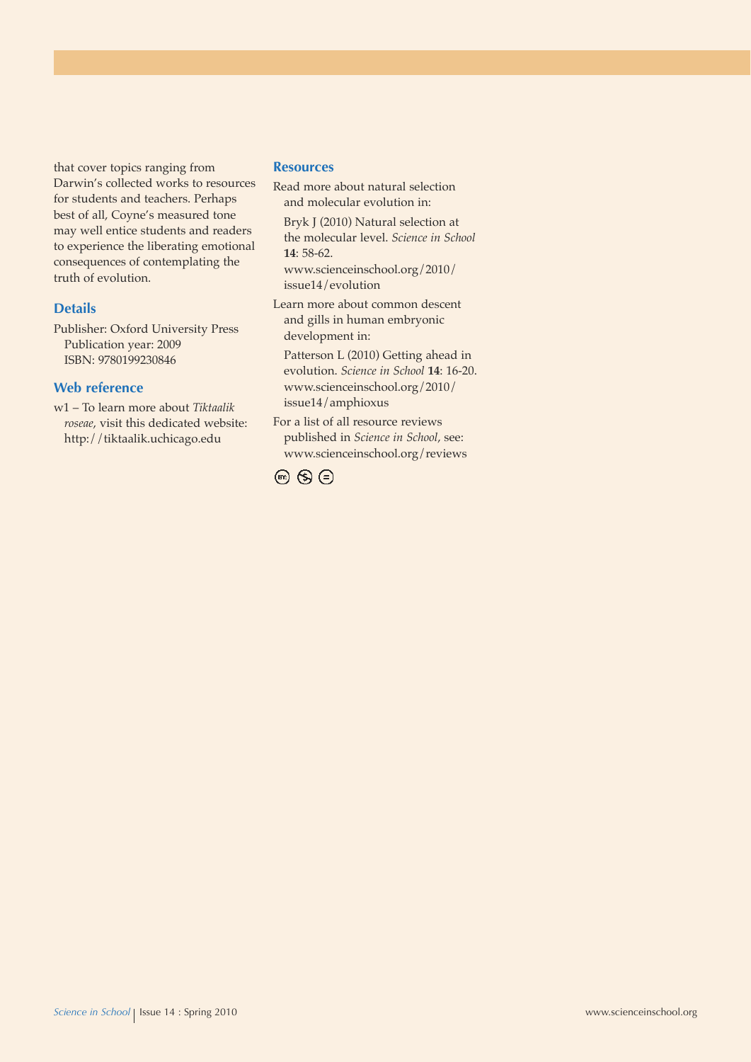that cover topics ranging from Darwin's collected works to resources for students and teachers. Perhaps best of all, Coyne's measured tone may well entice students and readers to experience the liberating emotional consequences of contemplating the truth of evolution.

## Details

Publisher: Oxford University Press
Publication year: 2009
ISBN: 9780199230846

## Web reference

w1 – To learn more about *Tiktaalik roseae*, visit this dedicated website: http://tiktaalik.uchicago.edu

## Resources

Read more about natural selection and molecular evolution in:

Bryk J (2010) Natural selection at the molecular level. *Science in School* **14**: 58-62. www.scienceinschool.org/2010/issue14/evolution

Learn more about common descent and gills in human embryonic development in:

Patterson L (2010) Getting ahead in evolution. *Science in School* **14**: 16-20. www.scienceinschool.org/2010/issue14/amphioxus

For a list of all resource reviews published in *Science in School*, see: www.scienceinschool.org/reviews